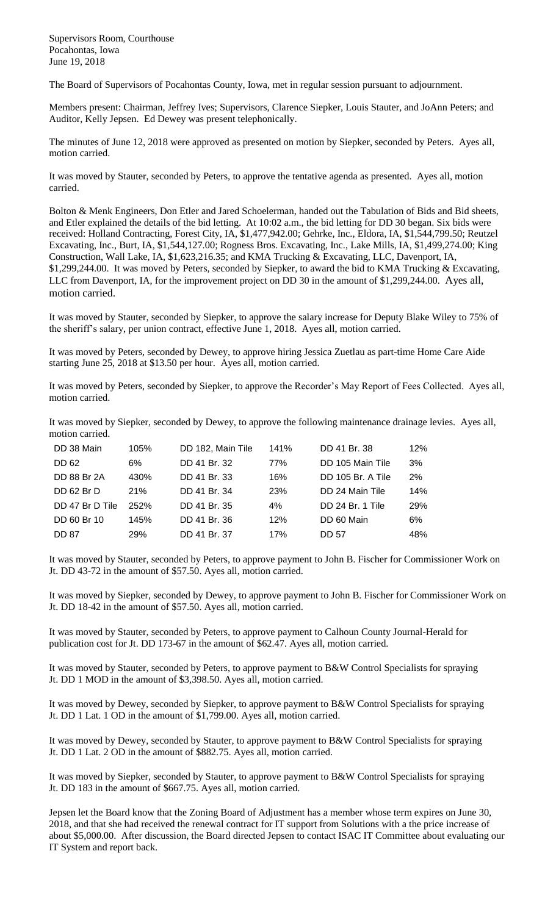Supervisors Room, Courthouse
Pocahontas, Iowa
June 19, 2018

The Board of Supervisors of Pocahontas County, Iowa, met in regular session pursuant to adjournment.

Members present: Chairman, Jeffrey Ives; Supervisors, Clarence Siepker, Louis Stauter, and JoAnn Peters; and Auditor, Kelly Jepsen. Ed Dewey was present telephonically.

The minutes of June 12, 2018 were approved as presented on motion by Siepker, seconded by Peters. Ayes all, motion carried.

It was moved by Stauter, seconded by Peters, to approve the tentative agenda as presented. Ayes all, motion carried.

Bolton & Menk Engineers, Don Etler and Jared Schoelerman, handed out the Tabulation of Bids and Bid sheets, and Etler explained the details of the bid letting. At 10:02 a.m., the bid letting for DD 30 began. Six bids were received: Holland Contracting, Forest City, IA, $1,477,942.00; Gehrke, Inc., Eldora, IA, $1,544,799.50; Reutzel Excavating, Inc., Burt, IA, $1,544,127.00; Rogness Bros. Excavating, Inc., Lake Mills, IA, $1,499,274.00; King Construction, Wall Lake, IA, $1,623,216.35; and KMA Trucking & Excavating, LLC, Davenport, IA, $1,299,244.00. It was moved by Peters, seconded by Siepker, to award the bid to KMA Trucking & Excavating, LLC from Davenport, IA, for the improvement project on DD 30 in the amount of $1,299,244.00. Ayes all, motion carried.

It was moved by Stauter, seconded by Siepker, to approve the salary increase for Deputy Blake Wiley to 75% of the sheriff's salary, per union contract, effective June 1, 2018. Ayes all, motion carried.

It was moved by Peters, seconded by Dewey, to approve hiring Jessica Zuetlau as part-time Home Care Aide starting June 25, 2018 at $13.50 per hour. Ayes all, motion carried.

It was moved by Peters, seconded by Siepker, to approve the Recorder's May Report of Fees Collected. Ayes all, motion carried.

It was moved by Siepker, seconded by Dewey, to approve the following maintenance drainage levies. Ayes all, motion carried.

| | | | | | |
|---|---|---|---|---|---|
| DD 38 Main | 105% | DD 182, Main Tile | 141% | DD 41 Br. 38 | 12% |
| DD 62 | 6% | DD 41 Br. 32 | 77% | DD 105 Main Tile | 3% |
| DD 88 Br 2A | 430% | DD 41 Br. 33 | 16% | DD 105 Br. A Tile | 2% |
| DD 62 Br D | 21% | DD 41 Br. 34 | 23% | DD 24 Main Tile | 14% |
| DD 47 Br D Tile | 252% | DD 41 Br. 35 | 4% | DD 24 Br. 1 Tile | 29% |
| DD 60 Br 10 | 145% | DD 41 Br. 36 | 12% | DD 60 Main | 6% |
| DD 87 | 29% | DD 41 Br. 37 | 17% | DD 57 | 48% |

It was moved by Stauter, seconded by Peters, to approve payment to John B. Fischer for Commissioner Work on Jt. DD 43-72 in the amount of $57.50. Ayes all, motion carried.

It was moved by Siepker, seconded by Dewey, to approve payment to John B. Fischer for Commissioner Work on Jt. DD 18-42 in the amount of $57.50. Ayes all, motion carried.

It was moved by Stauter, seconded by Peters, to approve payment to Calhoun County Journal-Herald for publication cost for Jt. DD 173-67 in the amount of $62.47. Ayes all, motion carried.

It was moved by Stauter, seconded by Peters, to approve payment to B&W Control Specialists for spraying Jt. DD 1 MOD in the amount of $3,398.50. Ayes all, motion carried.

It was moved by Dewey, seconded by Siepker, to approve payment to B&W Control Specialists for spraying Jt. DD 1 Lat. 1 OD in the amount of $1,799.00. Ayes all, motion carried.

It was moved by Dewey, seconded by Stauter, to approve payment to B&W Control Specialists for spraying Jt. DD 1 Lat. 2 OD in the amount of $882.75. Ayes all, motion carried.

It was moved by Siepker, seconded by Stauter, to approve payment to B&W Control Specialists for spraying Jt. DD 183 in the amount of $667.75. Ayes all, motion carried.

Jepsen let the Board know that the Zoning Board of Adjustment has a member whose term expires on June 30, 2018, and that she had received the renewal contract for IT support from Solutions with a the price increase of about $5,000.00. After discussion, the Board directed Jepsen to contact ISAC IT Committee about evaluating our IT System and report back.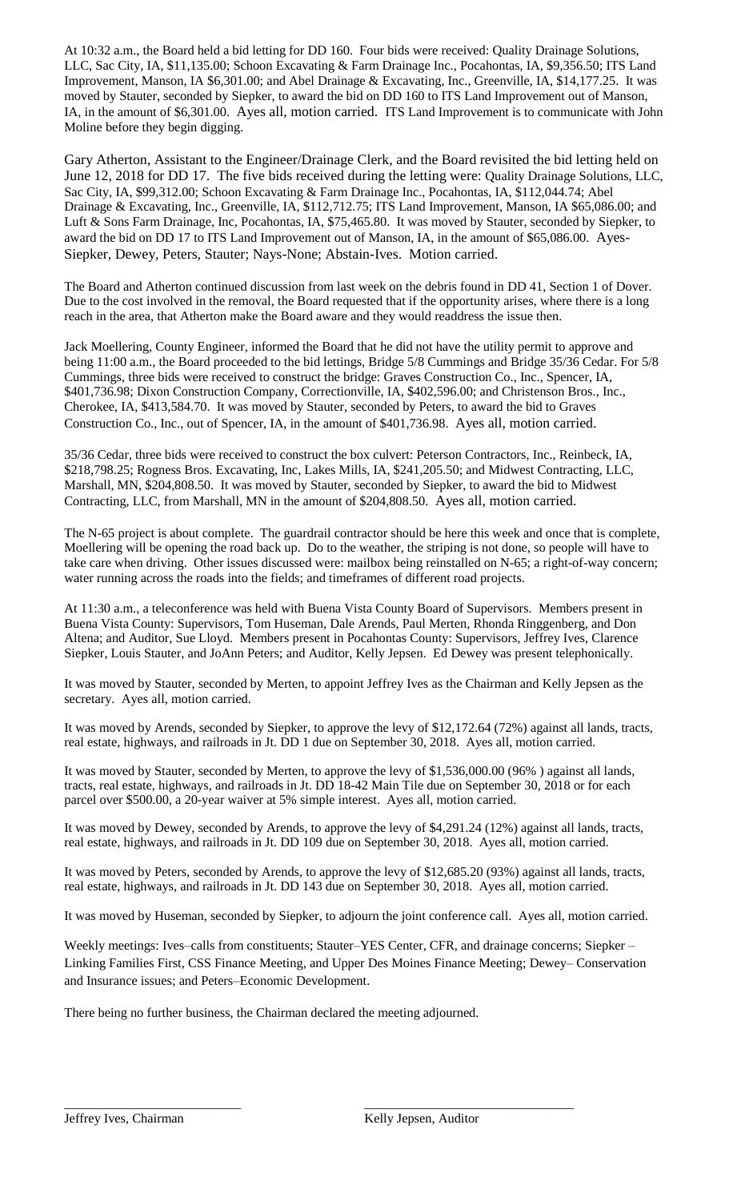At 10:32 a.m., the Board held a bid letting for DD 160. Four bids were received: Quality Drainage Solutions, LLC, Sac City, IA, $11,135.00; Schoon Excavating & Farm Drainage Inc., Pocahontas, IA, $9,356.50; ITS Land Improvement, Manson, IA $6,301.00; and Abel Drainage & Excavating, Inc., Greenville, IA, $14,177.25. It was moved by Stauter, seconded by Siepker, to award the bid on DD 160 to ITS Land Improvement out of Manson, IA, in the amount of $6,301.00. Ayes all, motion carried. ITS Land Improvement is to communicate with John Moline before they begin digging.

Gary Atherton, Assistant to the Engineer/Drainage Clerk, and the Board revisited the bid letting held on June 12, 2018 for DD 17. The five bids received during the letting were: Quality Drainage Solutions, LLC, Sac City, IA, $99,312.00; Schoon Excavating & Farm Drainage Inc., Pocahontas, IA, $112,044.74; Abel Drainage & Excavating, Inc., Greenville, IA, $112,712.75; ITS Land Improvement, Manson, IA $65,086.00; and Luft & Sons Farm Drainage, Inc, Pocahontas, IA, $75,465.80. It was moved by Stauter, seconded by Siepker, to award the bid on DD 17 to ITS Land Improvement out of Manson, IA, in the amount of $65,086.00. Ayes-Siepker, Dewey, Peters, Stauter; Nays-None; Abstain-Ives. Motion carried.

The Board and Atherton continued discussion from last week on the debris found in DD 41, Section 1 of Dover. Due to the cost involved in the removal, the Board requested that if the opportunity arises, where there is a long reach in the area, that Atherton make the Board aware and they would readdress the issue then.

Jack Moellering, County Engineer, informed the Board that he did not have the utility permit to approve and being 11:00 a.m., the Board proceeded to the bid lettings, Bridge 5/8 Cummings and Bridge 35/36 Cedar. For 5/8 Cummings, three bids were received to construct the bridge: Graves Construction Co., Inc., Spencer, IA, $401,736.98; Dixon Construction Company, Correctionville, IA, $402,596.00; and Christenson Bros., Inc., Cherokee, IA, $413,584.70. It was moved by Stauter, seconded by Peters, to award the bid to Graves Construction Co., Inc., out of Spencer, IA, in the amount of $401,736.98. Ayes all, motion carried.

35/36 Cedar, three bids were received to construct the box culvert: Peterson Contractors, Inc., Reinbeck, IA, $218,798.25; Rogness Bros. Excavating, Inc, Lakes Mills, IA, $241,205.50; and Midwest Contracting, LLC, Marshall, MN, $204,808.50. It was moved by Stauter, seconded by Siepker, to award the bid to Midwest Contracting, LLC, from Marshall, MN in the amount of $204,808.50. Ayes all, motion carried.

The N-65 project is about complete. The guardrail contractor should be here this week and once that is complete, Moellering will be opening the road back up. Do to the weather, the striping is not done, so people will have to take care when driving. Other issues discussed were: mailbox being reinstalled on N-65; a right-of-way concern; water running across the roads into the fields; and timeframes of different road projects.

At 11:30 a.m., a teleconference was held with Buena Vista County Board of Supervisors. Members present in Buena Vista County: Supervisors, Tom Huseman, Dale Arends, Paul Merten, Rhonda Ringgenberg, and Don Altena; and Auditor, Sue Lloyd. Members present in Pocahontas County: Supervisors, Jeffrey Ives, Clarence Siepker, Louis Stauter, and JoAnn Peters; and Auditor, Kelly Jepsen. Ed Dewey was present telephonically.

It was moved by Stauter, seconded by Merten, to appoint Jeffrey Ives as the Chairman and Kelly Jepsen as the secretary. Ayes all, motion carried.

It was moved by Arends, seconded by Siepker, to approve the levy of $12,172.64 (72%) against all lands, tracts, real estate, highways, and railroads in Jt. DD 1 due on September 30, 2018. Ayes all, motion carried.

It was moved by Stauter, seconded by Merten, to approve the levy of $1,536,000.00 (96% ) against all lands, tracts, real estate, highways, and railroads in Jt. DD 18-42 Main Tile due on September 30, 2018 or for each parcel over $500.00, a 20-year waiver at 5% simple interest. Ayes all, motion carried.

It was moved by Dewey, seconded by Arends, to approve the levy of $4,291.24 (12%) against all lands, tracts, real estate, highways, and railroads in Jt. DD 109 due on September 30, 2018. Ayes all, motion carried.

It was moved by Peters, seconded by Arends, to approve the levy of $12,685.20 (93%) against all lands, tracts, real estate, highways, and railroads in Jt. DD 143 due on September 30, 2018. Ayes all, motion carried.

It was moved by Huseman, seconded by Siepker, to adjourn the joint conference call. Ayes all, motion carried.

Weekly meetings: Ives–calls from constituents; Stauter–YES Center, CFR, and drainage concerns; Siepker – Linking Families First, CSS Finance Meeting, and Upper Des Moines Finance Meeting; Dewey– Conservation and Insurance issues; and Peters–Economic Development.

There being no further business, the Chairman declared the meeting adjourned.

\_\_\_\_\_\_\_\_\_\_\_\_\_\_\_\_\_\_\_\_\_\_\_\_\_\_\_ \_\_\_\_\_\_\_\_\_\_\_\_\_\_\_\_\_\_\_\_\_\_\_\_\_\_\_\_\_\_\_\_

Jeffrey Ives, Chairman Kelly Jepsen, Auditor